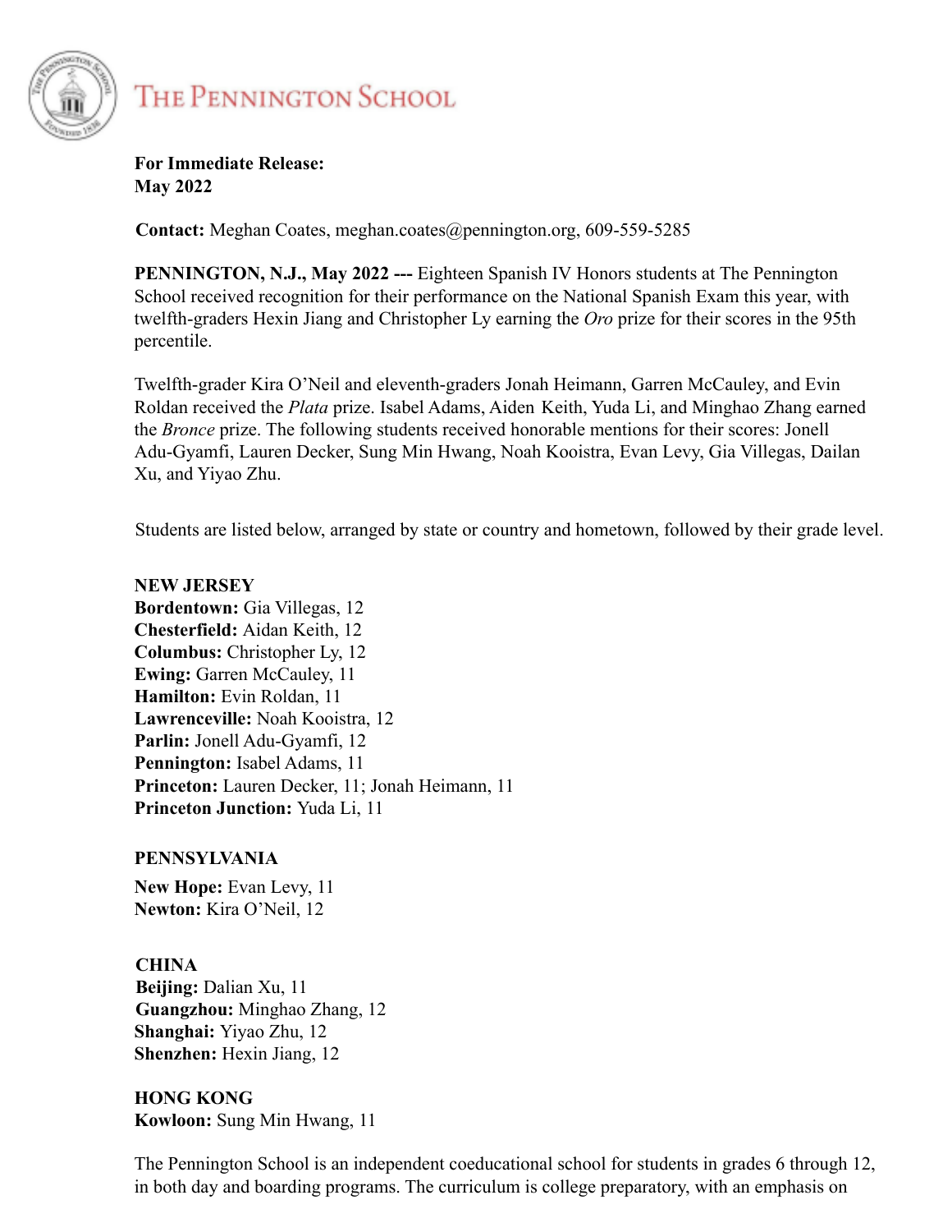# The Pennington School

**For Immediate Release:**
**May 2022**

**Contact:** Meghan Coates, meghan.coates@pennington.org, 609-559-5285

**PENNINGTON, N.J., May 2022 ---** Eighteen Spanish IV Honors students at The Pennington School received recognition for their performance on the National Spanish Exam this year, with twelfth-graders Hexin Jiang and Christopher Ly earning the *Oro* prize for their scores in the 95th percentile.

Twelfth-grader Kira O'Neil and eleventh-graders Jonah Heimann, Garren McCauley, and Evin Roldan received the *Plata* prize. Isabel Adams, Aiden Keith, Yuda Li, and Minghao Zhang earned the *Bronce* prize. The following students received honorable mentions for their scores: Jonell Adu-Gyamfi, Lauren Decker, Sung Min Hwang, Noah Kooistra, Evan Levy, Gia Villegas, Dailan Xu, and Yiyao Zhu.

Students are listed below, arranged by state or country and hometown, followed by their grade level.

**NEW JERSEY**
**Bordentown:** Gia Villegas, 12
**Chesterfield:** Aidan Keith, 12
**Columbus:** Christopher Ly, 12
**Ewing:** Garren McCauley, 11
**Hamilton:** Evin Roldan, 11
**Lawrenceville:** Noah Kooistra, 12
**Parlin:** Jonell Adu-Gyamfi, 12
**Pennington:** Isabel Adams, 11
**Princeton:** Lauren Decker, 11; Jonah Heimann, 11
**Princeton Junction:** Yuda Li, 11

**PENNSYLVANIA**
**New Hope:** Evan Levy, 11
**Newton:** Kira O'Neil, 12

**CHINA**
**Beijing:** Dalian Xu, 11
**Guangzhou:** Minghao Zhang, 12
**Shanghai:** Yiyao Zhu, 12
**Shenzhen:** Hexin Jiang, 12

**HONG KONG**
**Kowloon:** Sung Min Hwang, 11

The Pennington School is an independent coeducational school for students in grades 6 through 12, in both day and boarding programs. The curriculum is college preparatory, with an emphasis on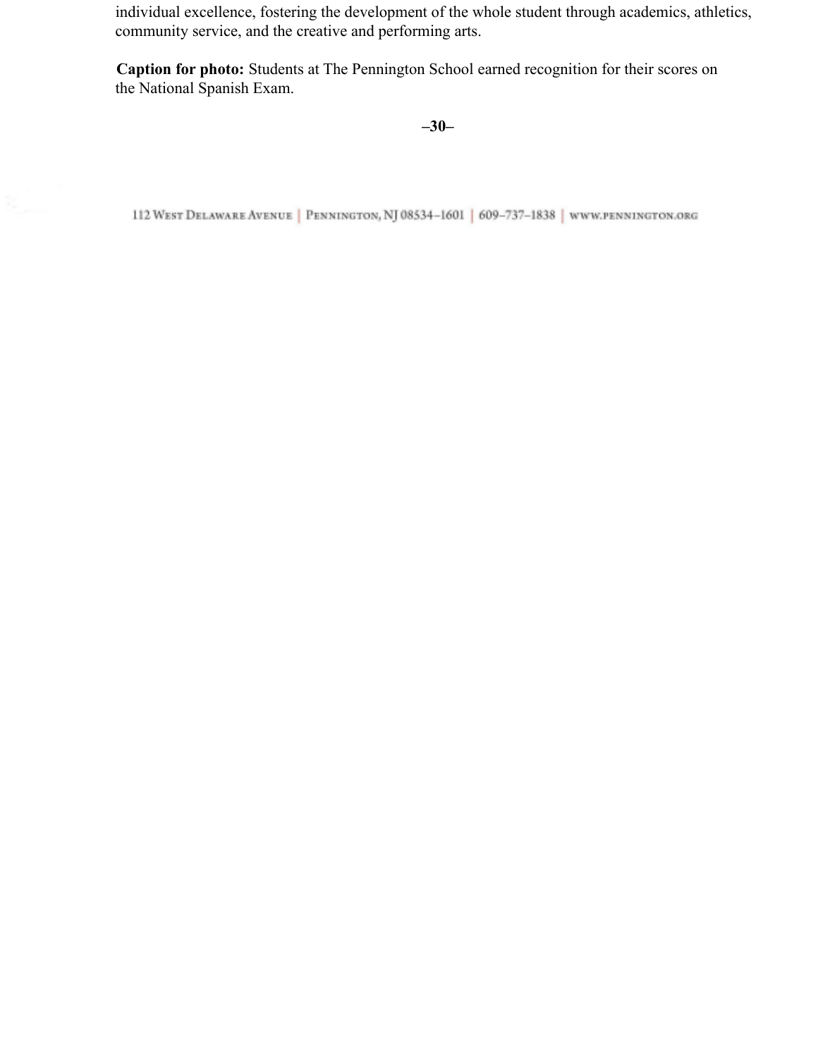individual excellence, fostering the development of the whole student through academics, athletics, community service, and the creative and performing arts.

**Caption for photo:** Students at The Pennington School earned recognition for their scores on the National Spanish Exam.

**–30–**

112 West Delaware Avenue | Pennington, NJ 08534-1601 | 609-737-1838 | www.pennington.org